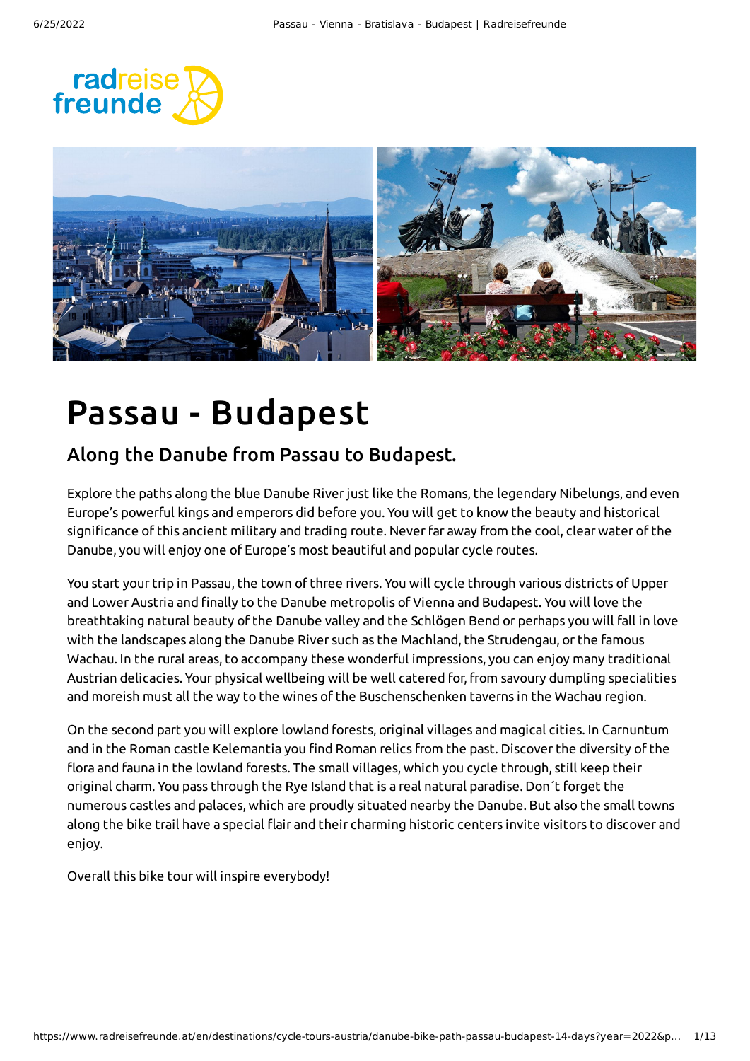# Passau - Budapest

## Along the Danube from Passau to Budapest.

Explore the paths along the blue Danube River just like the Romans, the legendary Nibelungs, and even Europe's powerful kings and emperors did before you. You will get to know the beauty and historical significance of this ancient military and trading route. Never far away from the cool, clear water of the Danube, you will enjoy one of Europe's most beautiful and popular cycle routes.

You start your trip in Passau, the town of three rivers. You will cycle through various districts of Upper and Lower Austria and finally to the Danube metropolis of Vienna and Budapest. You will love the breathtaking natural beauty of the Danube valley and the Schlögen Bend or perhaps you will fall in love with the landscapes along the Danube River such as the Machland, the Strudengau, or the famous Wachau. In the rural areas, to accompany these wonderful impressions, you can enjoy many traditional Austrian delicacies. Your physical wellbeing will be well catered for, from savoury dumpling specialities and moreish must all the way to the wines of the Buschenschenken taverns in the Wachau region.

On the second part you will explore lowland forests, original villages and magical cities. In Carnuntum and in the Roman castle Kelemantia you find Roman relics from the past. Discover the diversity of the flora and fauna in the lowland forests. The small villages, which you cycle through, still keep their original charm. You pass through the Rye Island that is a real natural paradise. Don´t forget the numerous castles and palaces, which are proudly situated nearby the Danube. But also the small towns along the bike trail have a special flair and their charming historic centers invite visitors to discover and enjoy.

Overall this bike tour will inspire everybody!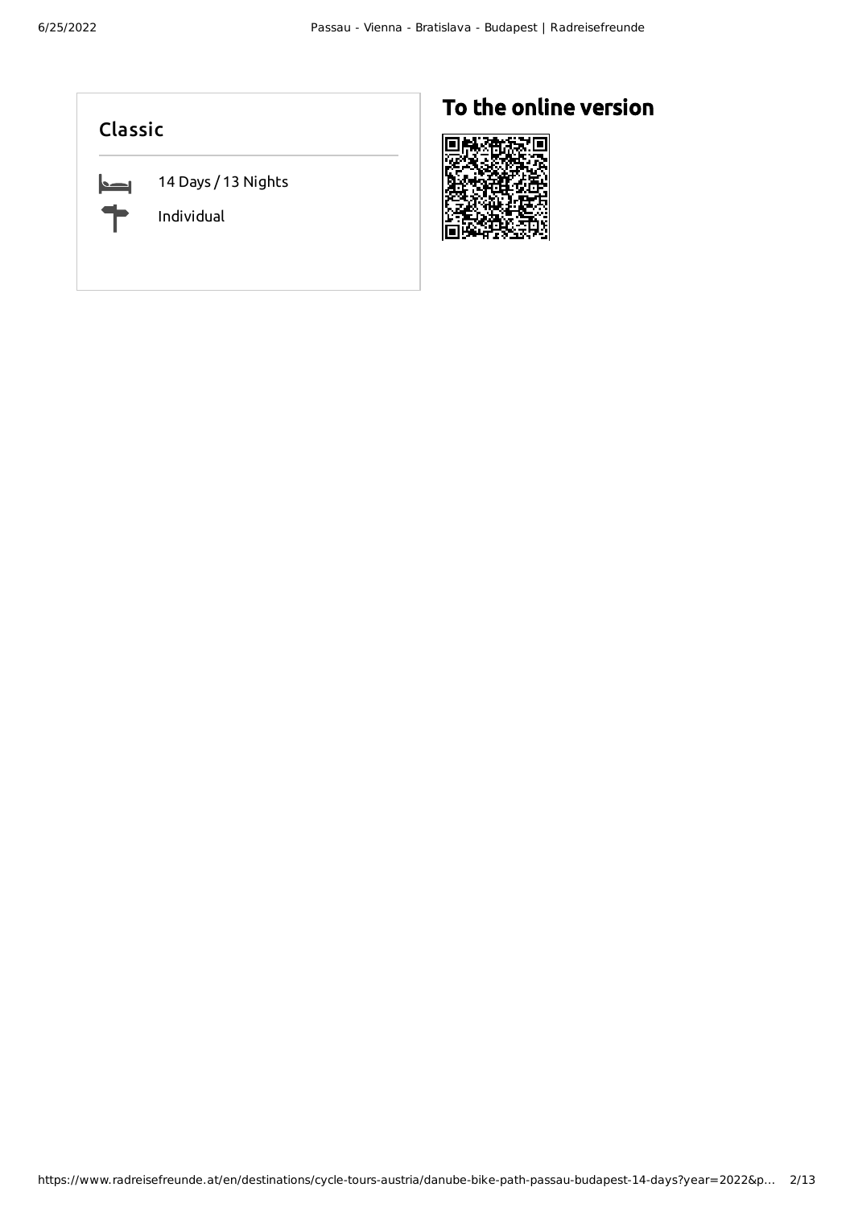## Classic

14 Days / 13 Nights

Individual

## To the online version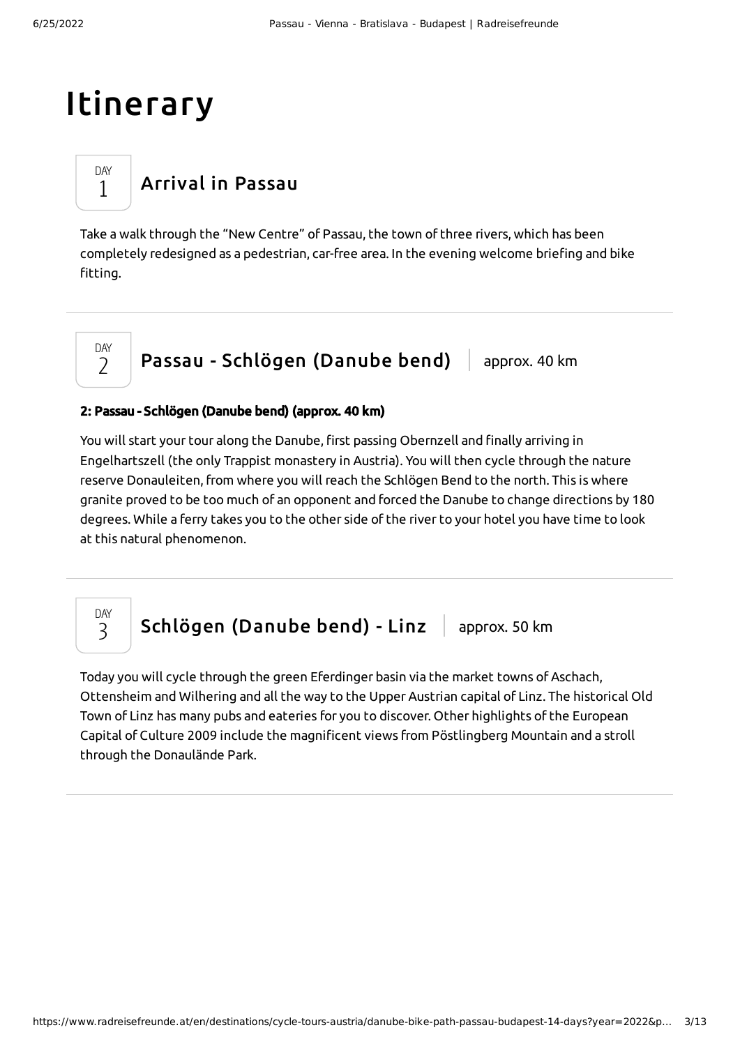# Itinerary

## DAY 1 Arrival in Passau

Take a walk through the “New Centre” of Passau, the town of three rivers, which has been completely redesigned as a pedestrian, car-free area. In the evening welcome briefing and bike fitting.

## DAY 2 Passau - Schlögen (Danube bend) | approx. 40 km

**2: Passau - Schlögen (Danube bend) (approx. 40 km)**

You will start your tour along the Danube, first passing Obernzell and finally arriving in Engelhartszell (the only Trappist monastery in Austria). You will then cycle through the nature reserve Donauleiten, from where you will reach the Schlögen Bend to the north. This is where granite proved to be too much of an opponent and forced the Danube to change directions by 180 degrees. While a ferry takes you to the other side of the river to your hotel you have time to look at this natural phenomenon.

## DAY 3 Schlögen (Danube bend) - Linz | approx. 50 km

Today you will cycle through the green Eferdinger basin via the market towns of Aschach, Ottensheim and Wilhering and all the way to the Upper Austrian capital of Linz. The historical Old Town of Linz has many pubs and eateries for you to discover. Other highlights of the European Capital of Culture 2009 include the magnificent views from Pöstlingberg Mountain and a stroll through the Donaulände Park.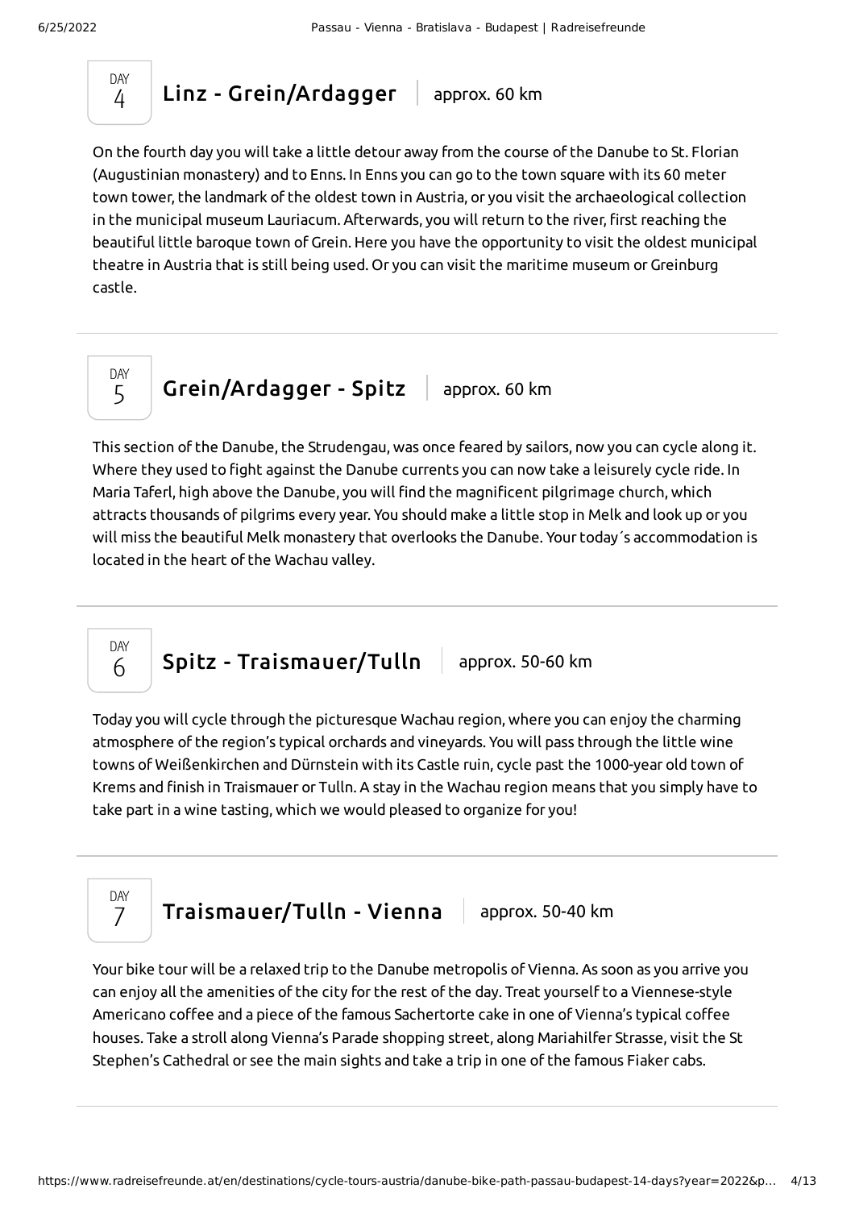## DAY 4 — Linz - Grein/Ardagger | approx. 60 km

On the fourth day you will take a little detour away from the course of the Danube to St. Florian (Augustinian monastery) and to Enns. In Enns you can go to the town square with its 60 meter town tower, the landmark of the oldest town in Austria, or you visit the archaeological collection in the municipal museum Lauriacum. Afterwards, you will return to the river, first reaching the beautiful little baroque town of Grein. Here you have the opportunity to visit the oldest municipal theatre in Austria that is still being used. Or you can visit the maritime museum or Greinburg castle.

---

## DAY 5 — Grein/Ardagger - Spitz | approx. 60 km

This section of the Danube, the Strudengau, was once feared by sailors, now you can cycle along it. Where they used to fight against the Danube currents you can now take a leisurely cycle ride. In Maria Taferl, high above the Danube, you will find the magnificent pilgrimage church, which attracts thousands of pilgrims every year. You should make a little stop in Melk and look up or you will miss the beautiful Melk monastery that overlooks the Danube. Your today´s accommodation is located in the heart of the Wachau valley.

---

## DAY 6 — Spitz - Traismauer/Tulln | approx. 50-60 km

Today you will cycle through the picturesque Wachau region, where you can enjoy the charming atmosphere of the region's typical orchards and vineyards. You will pass through the little wine towns of Weißenkirchen and Dürnstein with its Castle ruin, cycle past the 1000-year old town of Krems and finish in Traismauer or Tulln. A stay in the Wachau region means that you simply have to take part in a wine tasting, which we would pleased to organize for you!

---

## DAY 7 — Traismauer/Tulln - Vienna | approx. 50-40 km

Your bike tour will be a relaxed trip to the Danube metropolis of Vienna. As soon as you arrive you can enjoy all the amenities of the city for the rest of the day. Treat yourself to a Viennese-style Americano coffee and a piece of the famous Sachertorte cake in one of Vienna's typical coffee houses. Take a stroll along Vienna's Parade shopping street, along Mariahilfer Strasse, visit the St Stephen's Cathedral or see the main sights and take a trip in one of the famous Fiaker cabs.

---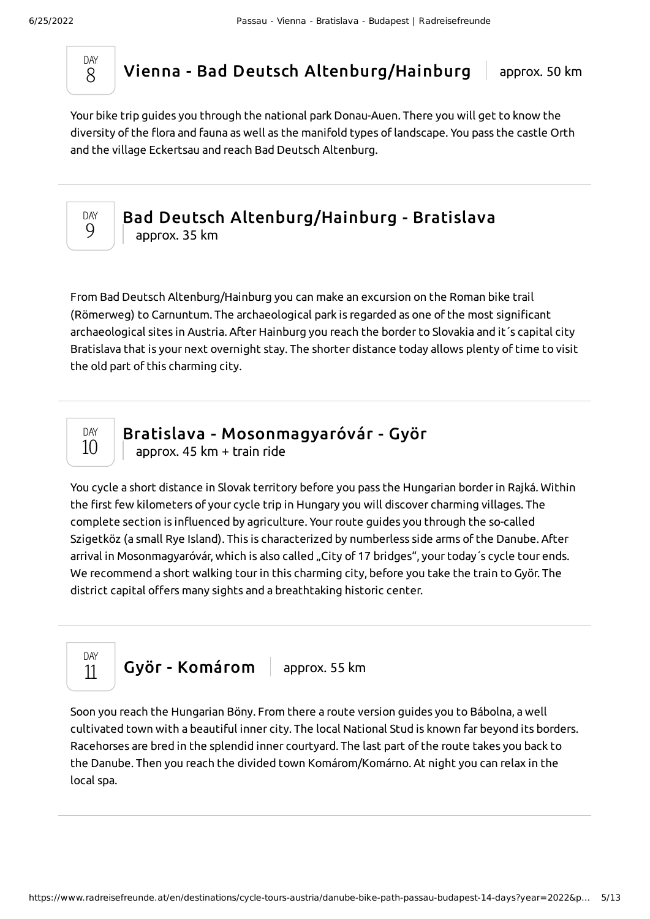## DAY 8 — Vienna - Bad Deutsch Altenburg/Hainburg

approx. 50 km

Your bike trip guides you through the national park Donau-Auen. There you will get to know the diversity of the flora and fauna as well as the manifold types of landscape. You pass the castle Orth and the village Eckertsau and reach Bad Deutsch Altenburg.

## DAY 9 — Bad Deutsch Altenburg/Hainburg - Bratislava

approx. 35 km

From Bad Deutsch Altenburg/Hainburg you can make an excursion on the Roman bike trail (Römerweg) to Carnuntum. The archaeological park is regarded as one of the most significant archaeological sites in Austria. After Hainburg you reach the border to Slovakia and it´s capital city Bratislava that is your next overnight stay. The shorter distance today allows plenty of time to visit the old part of this charming city.

## DAY 10 — Bratislava - Mosonmagyaróvár - Györ

approx. 45 km + train ride

You cycle a short distance in Slovak territory before you pass the Hungarian border in Rajká. Within the first few kilometers of your cycle trip in Hungary you will discover charming villages. The complete section is influenced by agriculture. Your route guides you through the so-called Szigetköz (a small Rye Island). This is characterized by numberless side arms of the Danube. After arrival in Mosonmagyaróvár, which is also called „City of 17 bridges", your today´s cycle tour ends. We recommend a short walking tour in this charming city, before you take the train to Györ. The district capital offers many sights and a breathtaking historic center.

## DAY 11 — Györ - Komárom

approx. 55 km

Soon you reach the Hungarian Böny. From there a route version guides you to Bábolna, a well cultivated town with a beautiful inner city. The local National Stud is known far beyond its borders. Racehorses are bred in the splendid inner courtyard. The last part of the route takes you back to the Danube. Then you reach the divided town Komárom/Komárno. At night you can relax in the local spa.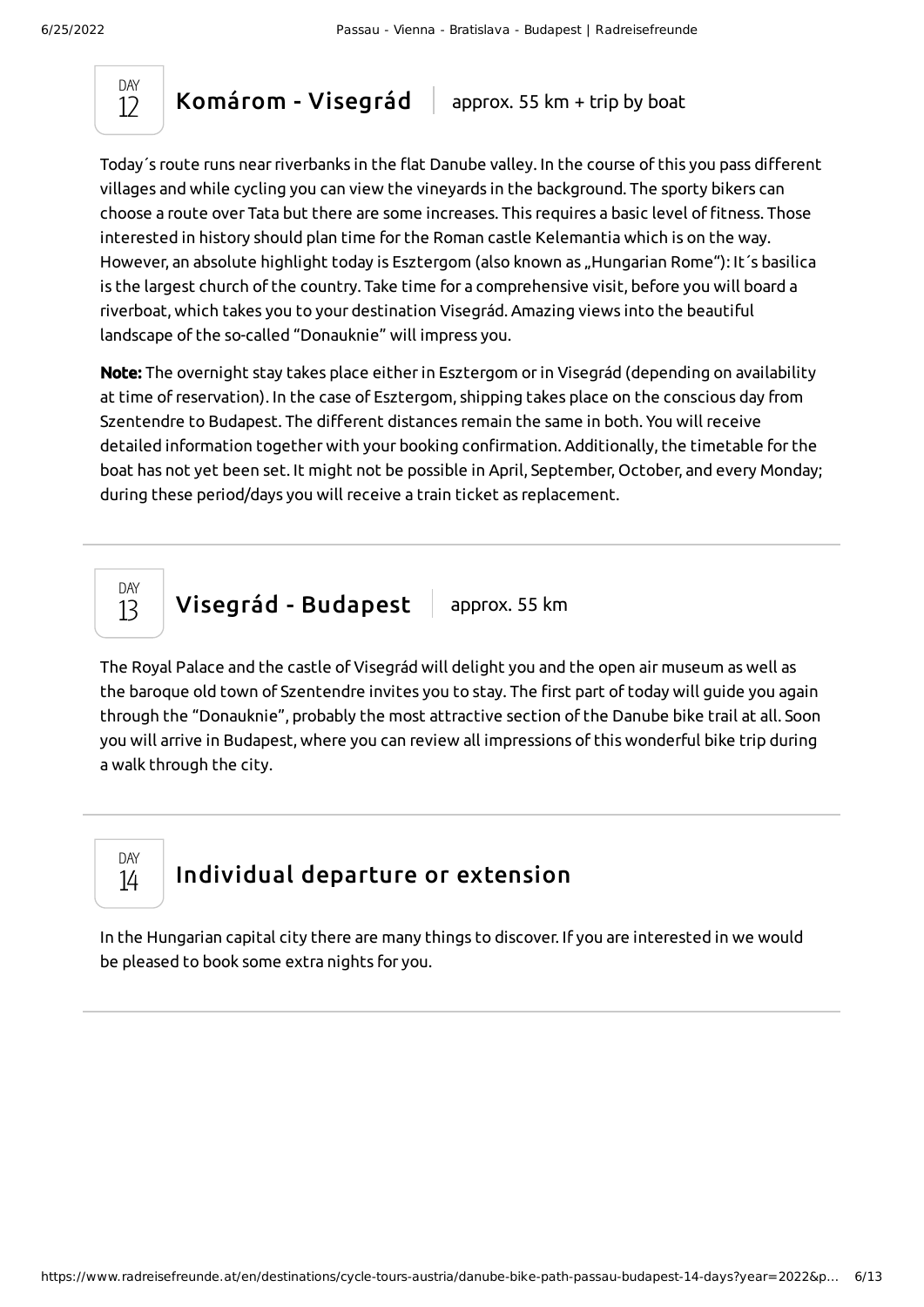## DAY 12 Komárom - Visegrád | approx. 55 km + trip by boat

Today´s route runs near riverbanks in the flat Danube valley. In the course of this you pass different villages and while cycling you can view the vineyards in the background. The sporty bikers can choose a route over Tata but there are some increases. This requires a basic level of fitness. Those interested in history should plan time for the Roman castle Kelemantia which is on the way. However, an absolute highlight today is Esztergom (also known as „Hungarian Rome"): It´s basilica is the largest church of the country. Take time for a comprehensive visit, before you will board a riverboat, which takes you to your destination Visegrád. Amazing views into the beautiful landscape of the so-called "Donauknie" will impress you.

**Note:** The overnight stay takes place either in Esztergom or in Visegrád (depending on availability at time of reservation). In the case of Esztergom, shipping takes place on the conscious day from Szentendre to Budapest. The different distances remain the same in both. You will receive detailed information together with your booking confirmation. Additionally, the timetable for the boat has not yet been set. It might not be possible in April, September, October, and every Monday; during these period/days you will receive a train ticket as replacement.

---

## DAY 13 Visegrád - Budapest | approx. 55 km

The Royal Palace and the castle of Visegrád will delight you and the open air museum as well as the baroque old town of Szentendre invites you to stay. The first part of today will guide you again through the "Donauknie", probably the most attractive section of the Danube bike trail at all. Soon you will arrive in Budapest, where you can review all impressions of this wonderful bike trip during a walk through the city.

---

## DAY 14 Individual departure or extension

In the Hungarian capital city there are many things to discover. If you are interested in we would be pleased to book some extra nights for you.

---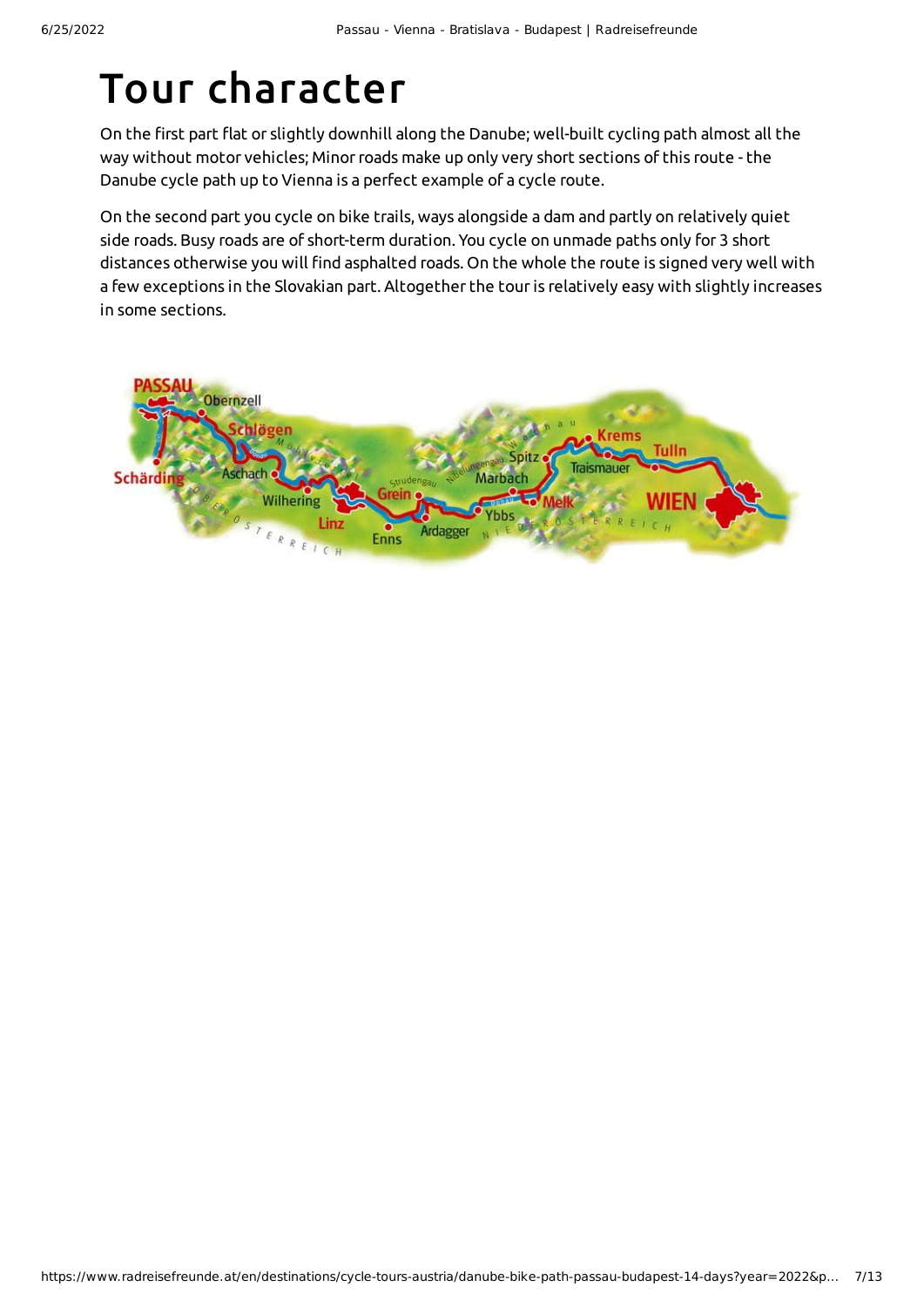# Tour character

On the first part flat or slightly downhill along the Danube; well-built cycling path almost all the way without motor vehicles; Minor roads make up only very short sections of this route - the Danube cycle path up to Vienna is a perfect example of a cycle route.

On the second part you cycle on bike trails, ways alongside a dam and partly on relatively quiet side roads. Busy roads are of short-term duration. You cycle on unmade paths only for 3 short distances otherwise you will find asphalted roads. On the whole the route is signed very well with a few exceptions in the Slovakian part. Altogether the tour is relatively easy with slightly increases in some sections.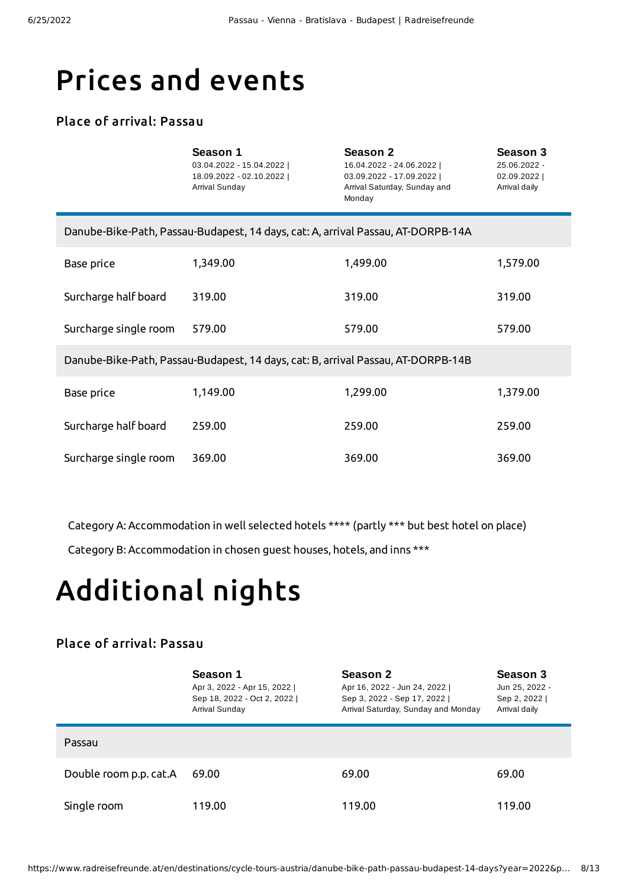# Prices and events

### Place of arrival: Passau

| | Season 1<br>03.04.2022 - 15.04.2022 \| 18.09.2022 - 02.10.2022 \| Arrival Sunday | Season 2<br>16.04.2022 - 24.06.2022 \| 03.09.2022 - 17.09.2022 \| Arrival Saturday, Sunday and Monday | Season 3<br>25.06.2022 - 02.09.2022 \| Arrival daily |
|---|---|---|---|
| **Danube-Bike-Path, Passau-Budapest, 14 days, cat: A, arrival Passau, AT-DORPB-14A** | | | |
| Base price | 1,349.00 | 1,499.00 | 1,579.00 |
| Surcharge half board | 319.00 | 319.00 | 319.00 |
| Surcharge single room | 579.00 | 579.00 | 579.00 |
| **Danube-Bike-Path, Passau-Budapest, 14 days, cat: B, arrival Passau, AT-DORPB-14B** | | | |
| Base price | 1,149.00 | 1,299.00 | 1,379.00 |
| Surcharge half board | 259.00 | 259.00 | 259.00 |
| Surcharge single room | 369.00 | 369.00 | 369.00 |

Category A: Accommodation in well selected hotels **** (partly *** but best hotel on place)

Category B: Accommodation in chosen guest houses, hotels, and inns ***

# Additional nights

### Place of arrival: Passau

| | Season 1<br>Apr 3, 2022 - Apr 15, 2022 \| Sep 18, 2022 - Oct 2, 2022 \| Arrival Sunday | Season 2<br>Apr 16, 2022 - Jun 24, 2022 \| Sep 3, 2022 - Sep 17, 2022 \| Arrival Saturday, Sunday and Monday | Season 3<br>Jun 25, 2022 - Sep 2, 2022 \| Arrival daily |
|---|---|---|---|
| **Passau** | | | |
| Double room p.p. cat.A | 69.00 | 69.00 | 69.00 |
| Single room | 119.00 | 119.00 | 119.00 |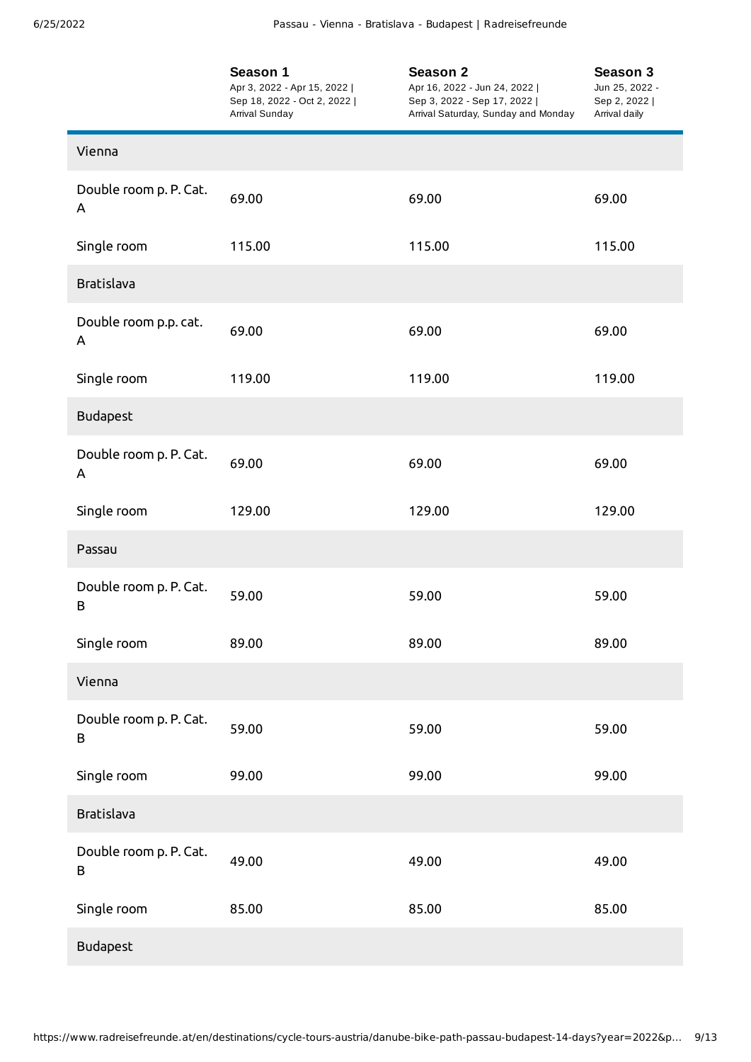| | **Season 1**<br>Apr 3, 2022 - Apr 15, 2022 \|<br>Sep 18, 2022 - Oct 2, 2022 \|<br>Arrival Sunday | **Season 2**<br>Apr 16, 2022 - Jun 24, 2022 \|<br>Sep 3, 2022 - Sep 17, 2022 \|<br>Arrival Saturday, Sunday and Monday | **Season 3**<br>Jun 25, 2022 -<br>Sep 2, 2022 \|<br>Arrival daily |
|---|---|---|---|
| Vienna | | | |
| Double room p. P. Cat. A | 69.00 | 69.00 | 69.00 |
| Single room | 115.00 | 115.00 | 115.00 |
| Bratislava | | | |
| Double room p.p. cat. A | 69.00 | 69.00 | 69.00 |
| Single room | 119.00 | 119.00 | 119.00 |
| Budapest | | | |
| Double room p. P. Cat. A | 69.00 | 69.00 | 69.00 |
| Single room | 129.00 | 129.00 | 129.00 |
| Passau | | | |
| Double room p. P. Cat. B | 59.00 | 59.00 | 59.00 |
| Single room | 89.00 | 89.00 | 89.00 |
| Vienna | | | |
| Double room p. P. Cat. B | 59.00 | 59.00 | 59.00 |
| Single room | 99.00 | 99.00 | 99.00 |
| Bratislava | | | |
| Double room p. P. Cat. B | 49.00 | 49.00 | 49.00 |
| Single room | 85.00 | 85.00 | 85.00 |
| Budapest | | | |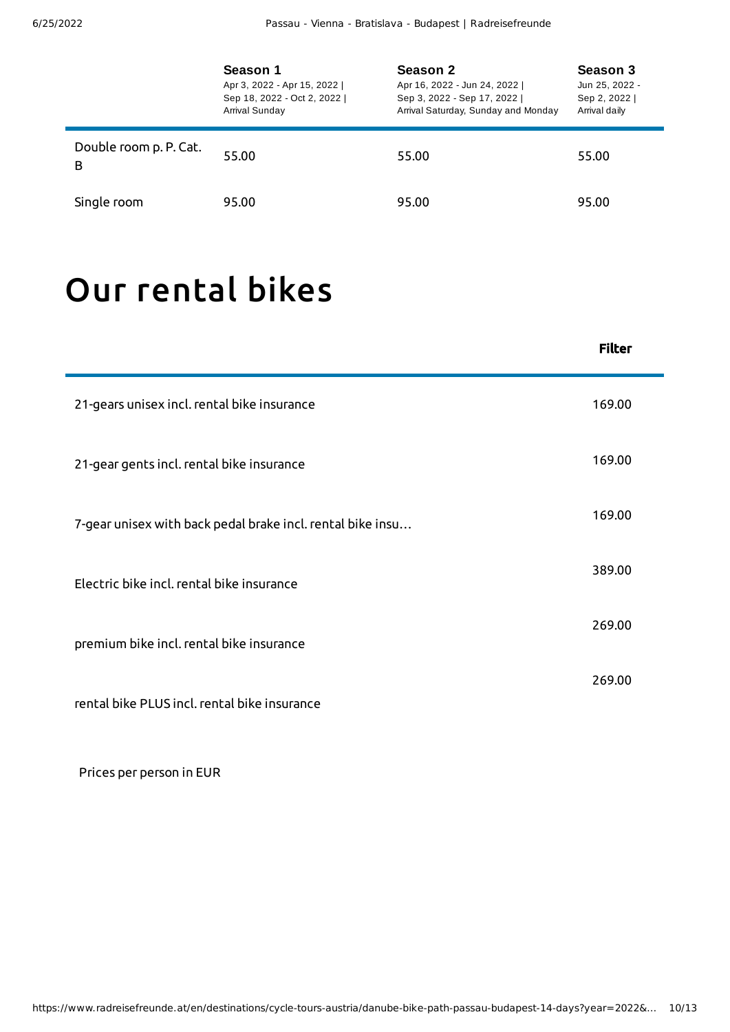| | Season 1<br>Apr 3, 2022 - Apr 15, 2022 \|<br>Sep 18, 2022 - Oct 2, 2022 \|<br>Arrival Sunday | Season 2<br>Apr 16, 2022 - Jun 24, 2022 \|<br>Sep 3, 2022 - Sep 17, 2022 \|<br>Arrival Saturday, Sunday and Monday | Season 3<br>Jun 25, 2022 -<br>Sep 2, 2022 \|<br>Arrival daily |
|---|---|---|---|
| Double room p. P. Cat. B | 55.00 | 55.00 | 55.00 |
| Single room | 95.00 | 95.00 | 95.00 |

# Our rental bikes

| | Filter |
|---|---|
| 21-gears unisex incl. rental bike insurance | 169.00 |
| 21-gear gents incl. rental bike insurance | 169.00 |
| 7-gear unisex with back pedal brake incl. rental bike insu… | 169.00 |
| Electric bike incl. rental bike insurance | 389.00 |
| premium bike incl. rental bike insurance | 269.00 |
| rental bike PLUS incl. rental bike insurance | 269.00 |

Prices per person in EUR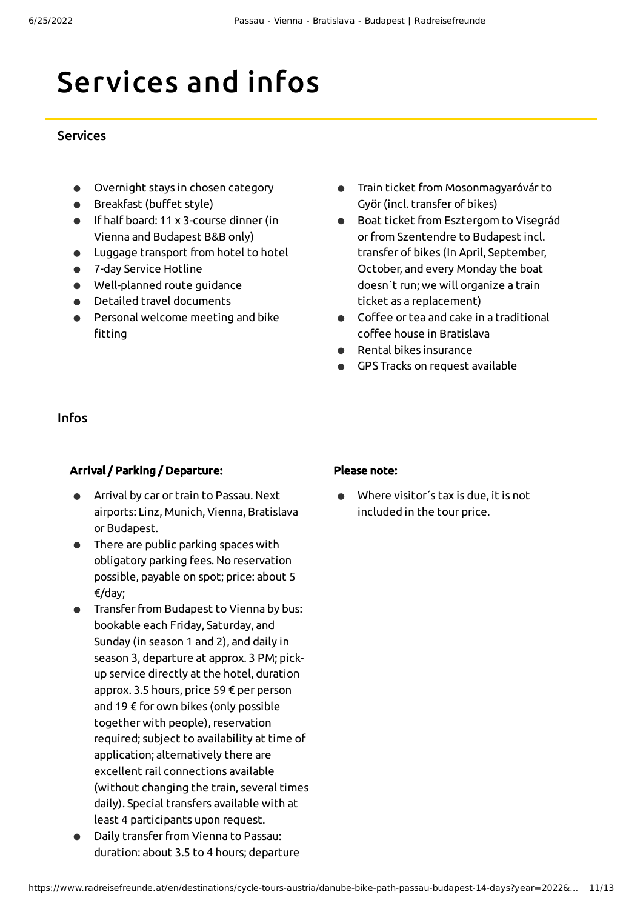# Services and infos

## Services

- Overnight stays in chosen category
- Breakfast (buffet style)
- If half board: 11 x 3-course dinner (in Vienna and Budapest B&B only)
- Luggage transport from hotel to hotel
- 7-day Service Hotline
- Well-planned route guidance
- Detailed travel documents
- Personal welcome meeting and bike fitting
- Train ticket from Mosonmagyaróvár to Györ (incl. transfer of bikes)
- Boat ticket from Esztergom to Visegrád or from Szentendre to Budapest incl. transfer of bikes (In April, September, October, and every Monday the boat doesn´t run; we will organize a train ticket as a replacement)
- Coffee or tea and cake in a traditional coffee house in Bratislava
- Rental bikes insurance
- GPS Tracks on request available

## Infos

**Arrival / Parking / Departure:**

- Arrival by car or train to Passau. Next airports: Linz, Munich, Vienna, Bratislava or Budapest.
- There are public parking spaces with obligatory parking fees. No reservation possible, payable on spot; price: about 5 €/day;
- Transfer from Budapest to Vienna by bus: bookable each Friday, Saturday, and Sunday (in season 1 and 2), and daily in season 3, departure at approx. 3 PM; pick-up service directly at the hotel, duration approx. 3.5 hours, price 59 € per person and 19 € for own bikes (only possible together with people), reservation required; subject to availability at time of application; alternatively there are excellent rail connections available (without changing the train, several times daily). Special transfers available with at least 4 participants upon request.
- Daily transfer from Vienna to Passau: duration: about 3.5 to 4 hours; departure

**Please note:**

- Where visitor´s tax is due, it is not included in the tour price.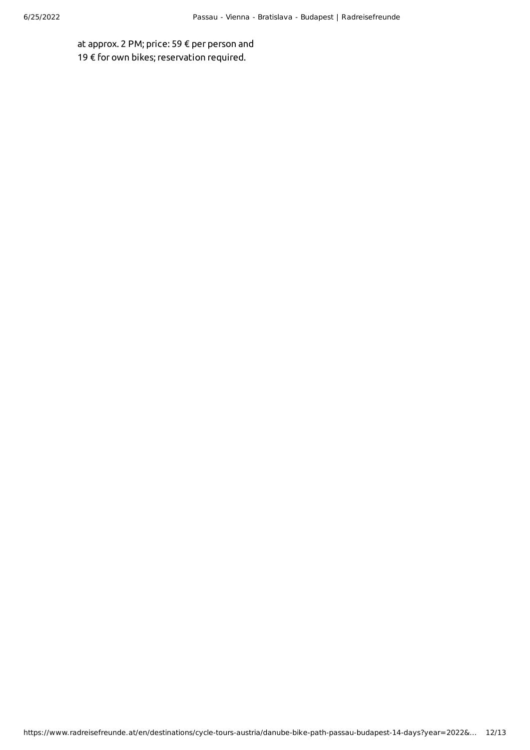at approx. 2 PM; price: 59 € per person and 19 € for own bikes; reservation required.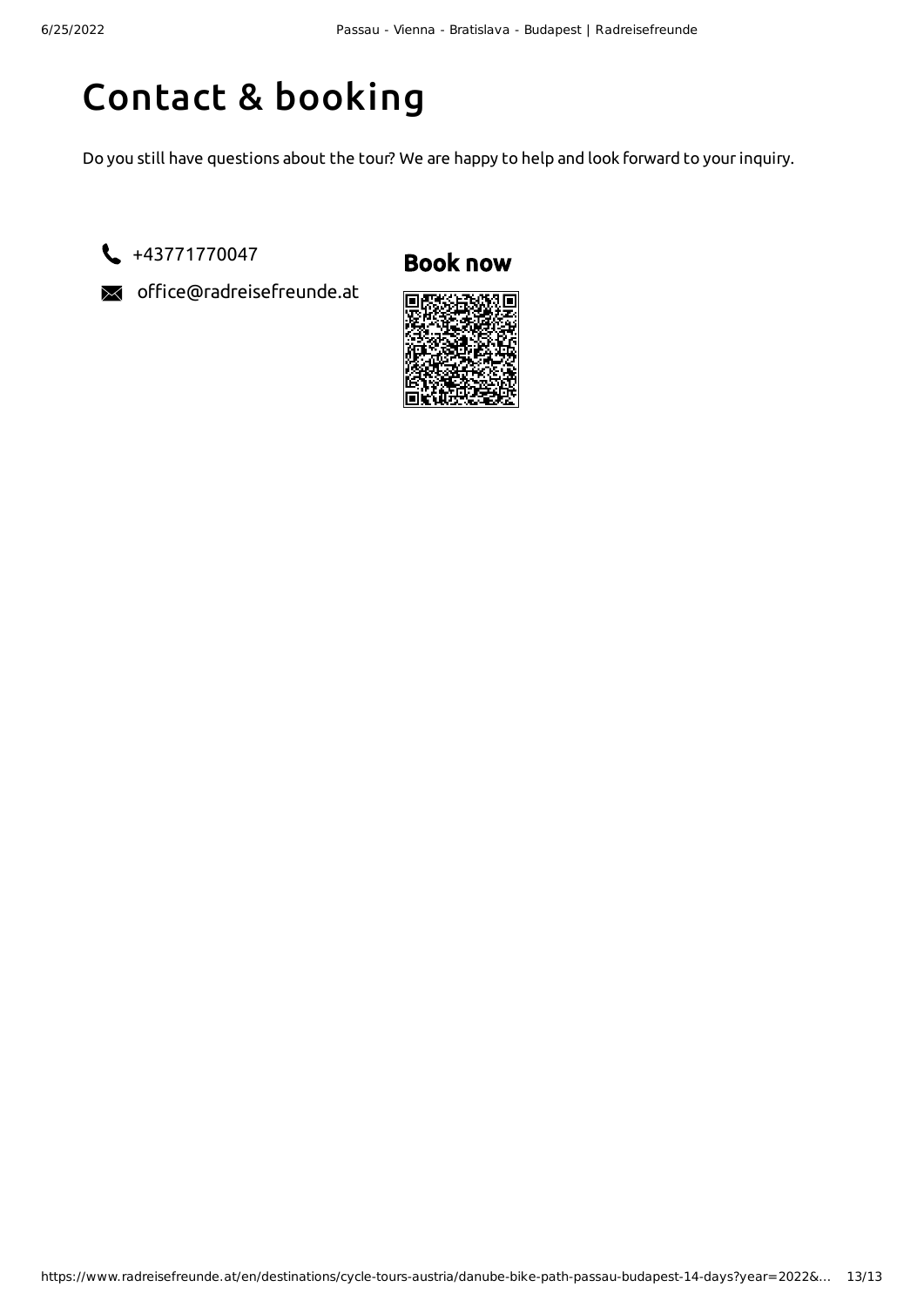# Contact & booking

Do you still have questions about the tour? We are happy to help and look forward to your inquiry.

+43771770047

office@radreisefreunde.at

## Book now